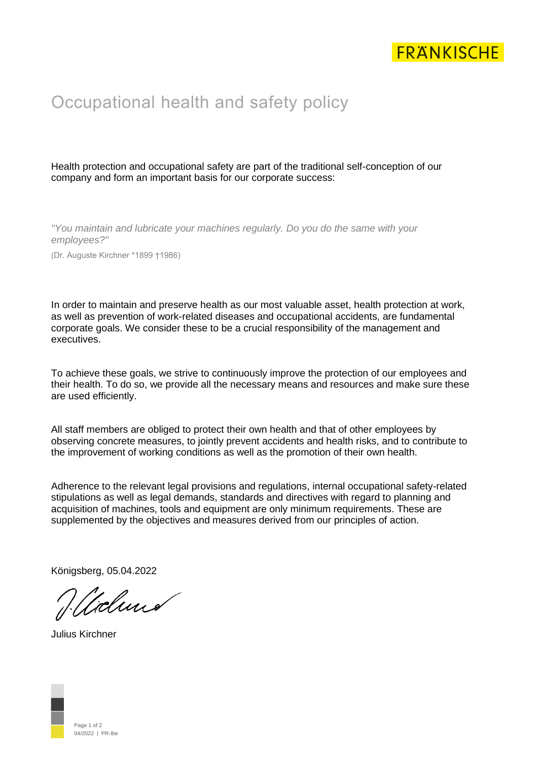FRÄNKISCHE

# Occupational health and safety policy

Health protection and occupational safety are part of the traditional self-conception of our company and form an important basis for our corporate success:

*"You maintain and lubricate your machines regularly. Do you do the same with your employees?"*

(Dr. Auguste Kirchner *1899 †1986)

In order to maintain and preserve health as our most valuable asset, health protection at work, as well as prevention of work-related diseases and occupational accidents, are fundamental corporate goals. We consider these to be a crucial responsibility of the management and executives.

To achieve these goals, we strive to continuously improve the protection of our employees and their health. To do so, we provide all the necessary means and resources and make sure these are used efficiently.

All staff members are obliged to protect their own health and that of other employees by observing concrete measures, to jointly prevent accidents and health risks, and to contribute to the improvement of working conditions as well as the promotion of their own health.

Adherence to the relevant legal provisions and regulations, internal occupational safety-related stipulations as well as legal demands, standards and directives with regard to planning and acquisition of machines, tools and equipment are only minimum requirements. These are supplemented by the objectives and measures derived from our principles of action.

Königsberg, 05.04.2022

Julius Kirchner

04/2022 | PR-lbe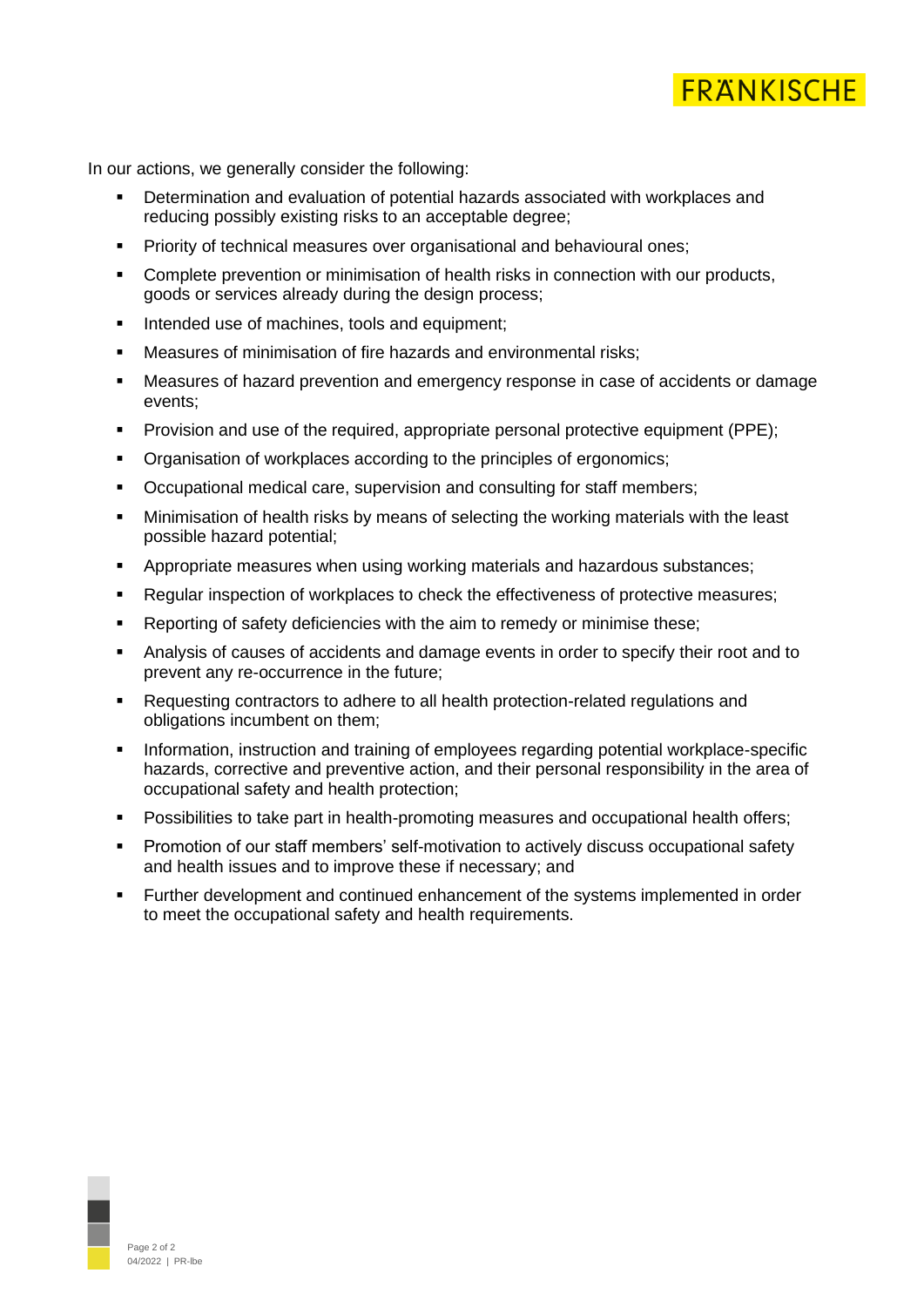In our actions, we generally consider the following:

- Determination and evaluation of potential hazards associated with workplaces and reducing possibly existing risks to an acceptable degree;
- Priority of technical measures over organisational and behavioural ones;
- Complete prevention or minimisation of health risks in connection with our products, goods or services already during the design process;
- Intended use of machines, tools and equipment;
- Measures of minimisation of fire hazards and environmental risks;
- Measures of hazard prevention and emergency response in case of accidents or damage events;
- Provision and use of the required, appropriate personal protective equipment (PPE);
- Organisation of workplaces according to the principles of ergonomics;
- Occupational medical care, supervision and consulting for staff members;
- Minimisation of health risks by means of selecting the working materials with the least possible hazard potential;
- Appropriate measures when using working materials and hazardous substances;
- Regular inspection of workplaces to check the effectiveness of protective measures;
- Reporting of safety deficiencies with the aim to remedy or minimise these;
- Analysis of causes of accidents and damage events in order to specify their root and to prevent any re-occurrence in the future;
- Requesting contractors to adhere to all health protection-related regulations and obligations incumbent on them;
- Information, instruction and training of employees regarding potential workplace-specific hazards, corrective and preventive action, and their personal responsibility in the area of occupational safety and health protection;
- Possibilities to take part in health-promoting measures and occupational health offers;
- Promotion of our staff members' self-motivation to actively discuss occupational safety and health issues and to improve these if necessary; and
- Further development and continued enhancement of the systems implemented in order to meet the occupational safety and health requirements.